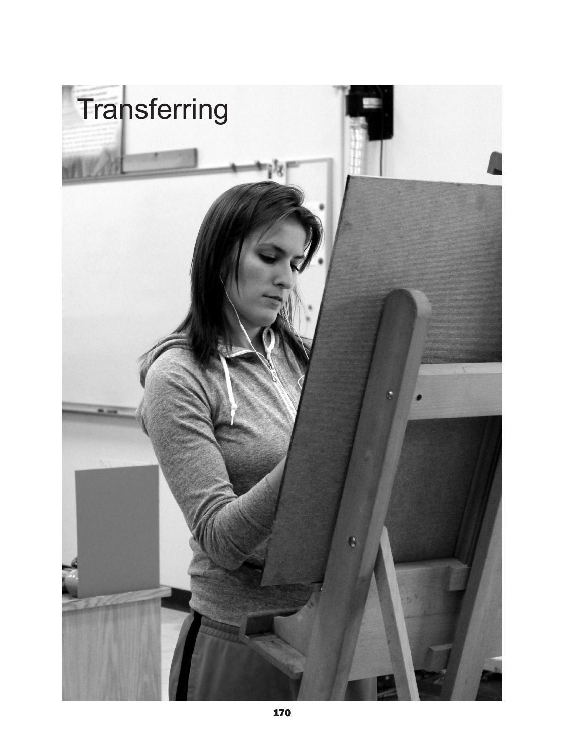# Transferring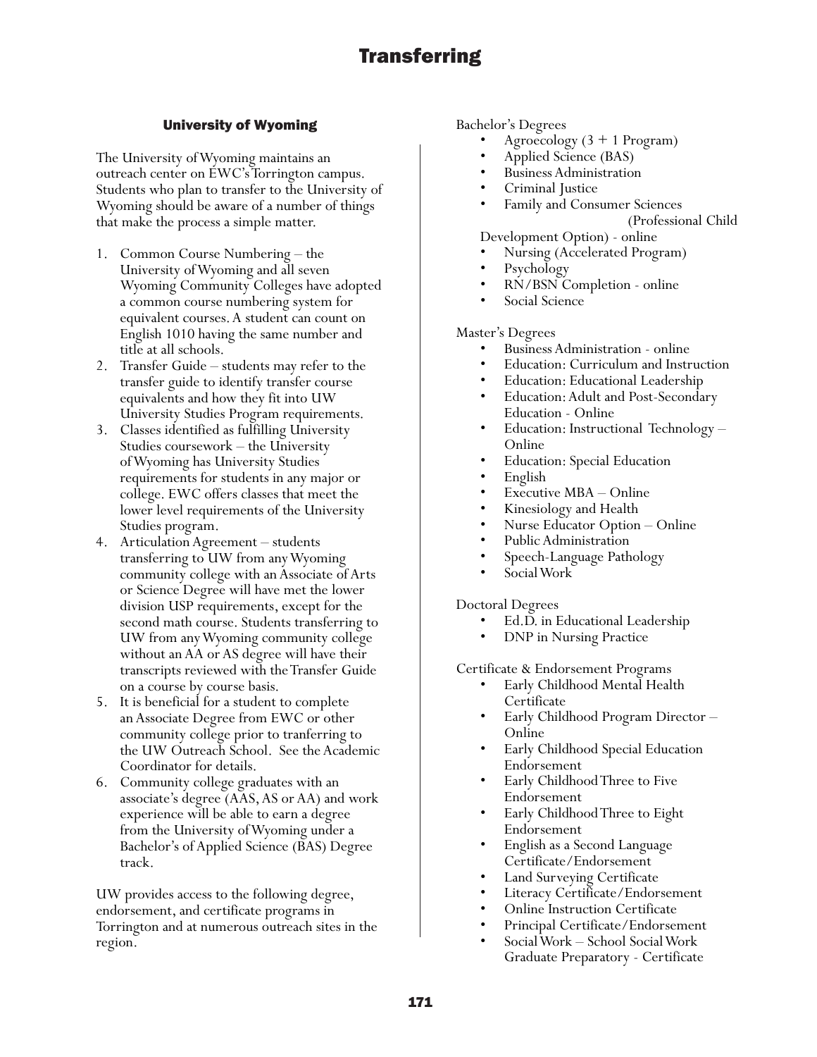# Transferring

## University of Wyoming

The University of Wyoming maintains an outreach center on EWC's Torrington campus. Students who plan to transfer to the University of Wyoming should be aware of a number of things that make the process a simple matter.

1. Common Course Numbering – the University of Wyoming and all seven Wyoming Community Colleges have adopted a common course numbering system for equivalent courses. A student can count on English 1010 having the same number and title at all schools.
2. Transfer Guide – students may refer to the transfer guide to identify transfer course equivalents and how they fit into UW University Studies Program requirements.
3. Classes identified as fulfilling University Studies coursework – the University of Wyoming has University Studies requirements for students in any major or college. EWC offers classes that meet the lower level requirements of the University Studies program.
4. Articulation Agreement – students transferring to UW from any Wyoming community college with an Associate of Arts or Science Degree will have met the lower division USP requirements, except for the second math course. Students transferring to UW from any Wyoming community college without an AA or AS degree will have their transcripts reviewed with the Transfer Guide on a course by course basis.
5. It is beneficial for a student to complete an Associate Degree from EWC or other community college prior to tranferring to the UW Outreach School. See the Academic Coordinator for details.
6. Community college graduates with an associate's degree (AAS, AS or AA) and work experience will be able to earn a degree from the University of Wyoming under a Bachelor's of Applied Science (BAS) Degree track.

UW provides access to the following degree, endorsement, and certificate programs in Torrington and at numerous outreach sites in the region.

Bachelor's Degrees

- Agroecology (3 + 1 Program)
- Applied Science (BAS)
- Business Administration
- Criminal Justice
- Family and Consumer Sciences (Professional Child Development Option) - online
- Nursing (Accelerated Program)
- Psychology
- RN/BSN Completion - online
- Social Science

Master's Degrees

- Business Administration - online
- Education: Curriculum and Instruction
- Education: Educational Leadership
- Education: Adult and Post-Secondary Education - Online
- Education: Instructional Technology – Online
- Education: Special Education
- English
- Executive MBA – Online
- Kinesiology and Health
- Nurse Educator Option – Online
- Public Administration
- Speech-Language Pathology
- Social Work

Doctoral Degrees

- Ed.D. in Educational Leadership
- DNP in Nursing Practice

Certificate & Endorsement Programs

- Early Childhood Mental Health Certificate
- Early Childhood Program Director – Online
- Early Childhood Special Education Endorsement
- Early Childhood Three to Five Endorsement
- Early Childhood Three to Eight Endorsement
- English as a Second Language Certificate/Endorsement
- Land Surveying Certificate
- Literacy Certificate/Endorsement
- Online Instruction Certificate
- Principal Certificate/Endorsement
- Social Work – School Social Work Graduate Preparatory - Certificate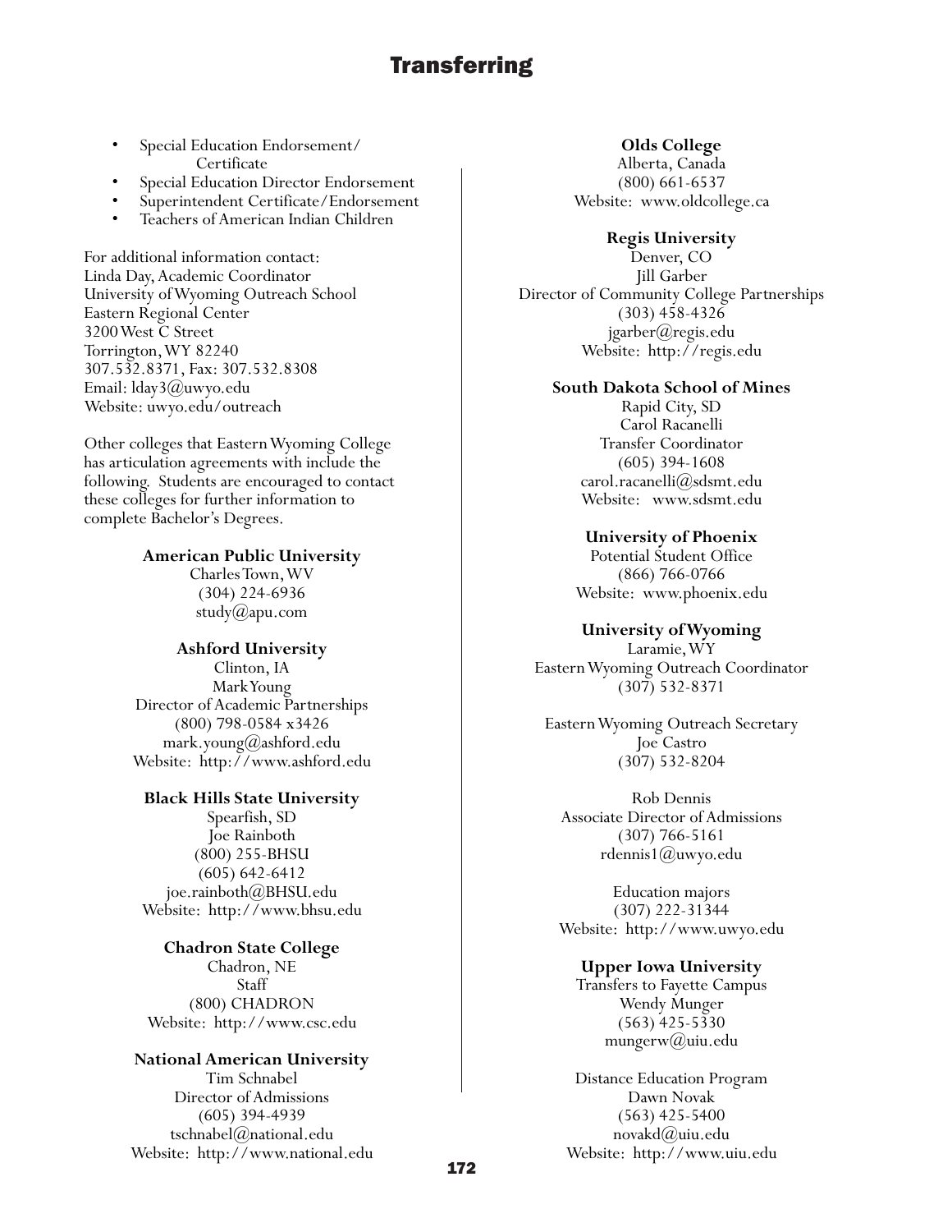# Transferring

- Special Education Endorsement/ Certificate
- Special Education Director Endorsement
- Superintendent Certificate/Endorsement
- Teachers of American Indian Children

For additional information contact:
Linda Day, Academic Coordinator
University of Wyoming Outreach School
Eastern Regional Center
3200 West C Street
Torrington, WY 82240
307.532.8371, Fax: 307.532.8308
Email: lday3@uwyo.edu
Website: uwyo.edu/outreach

Other colleges that Eastern Wyoming College has articulation agreements with include the following. Students are encouraged to contact these colleges for further information to complete Bachelor's Degrees.

**American Public University**
Charles Town, WV
(304) 224-6936
study@apu.com

**Ashford University**
Clinton, IA
Mark Young
Director of Academic Partnerships
(800) 798-0584 x3426
mark.young@ashford.edu
Website: http://www.ashford.edu

**Black Hills State University**
Spearfish, SD
Joe Rainboth
(800) 255-BHSU
(605) 642-6412
joe.rainboth@BHSU.edu
Website: http://www.bhsu.edu

**Chadron State College**
Chadron, NE
Staff
(800) CHADRON
Website: http://www.csc.edu

**National American University**
Tim Schnabel
Director of Admissions
(605) 394-4939
tschnabel@national.edu
Website: http://www.national.edu

**Olds College**
Alberta, Canada
(800) 661-6537
Website: www.oldcollege.ca

**Regis University**
Denver, CO
Jill Garber
Director of Community College Partnerships
(303) 458-4326
jgarber@regis.edu
Website: http://regis.edu

**South Dakota School of Mines**
Rapid City, SD
Carol Racanelli
Transfer Coordinator
(605) 394-1608
carol.racanelli@sdsmt.edu
Website: www.sdsmt.edu

**University of Phoenix**
Potential Student Office
(866) 766-0766
Website: www.phoenix.edu

**University of Wyoming**
Laramie, WY
Eastern Wyoming Outreach Coordinator
(307) 532-8371

Eastern Wyoming Outreach Secretary
Joe Castro
(307) 532-8204

Rob Dennis
Associate Director of Admissions
(307) 766-5161
rdennis1@uwyo.edu

Education majors
(307) 222-31344
Website: http://www.uwyo.edu

**Upper Iowa University**
Transfers to Fayette Campus
Wendy Munger
(563) 425-5330
mungerw@uiu.edu

Distance Education Program
Dawn Novak
(563) 425-5400
novakd@uiu.edu
Website: http://www.uiu.edu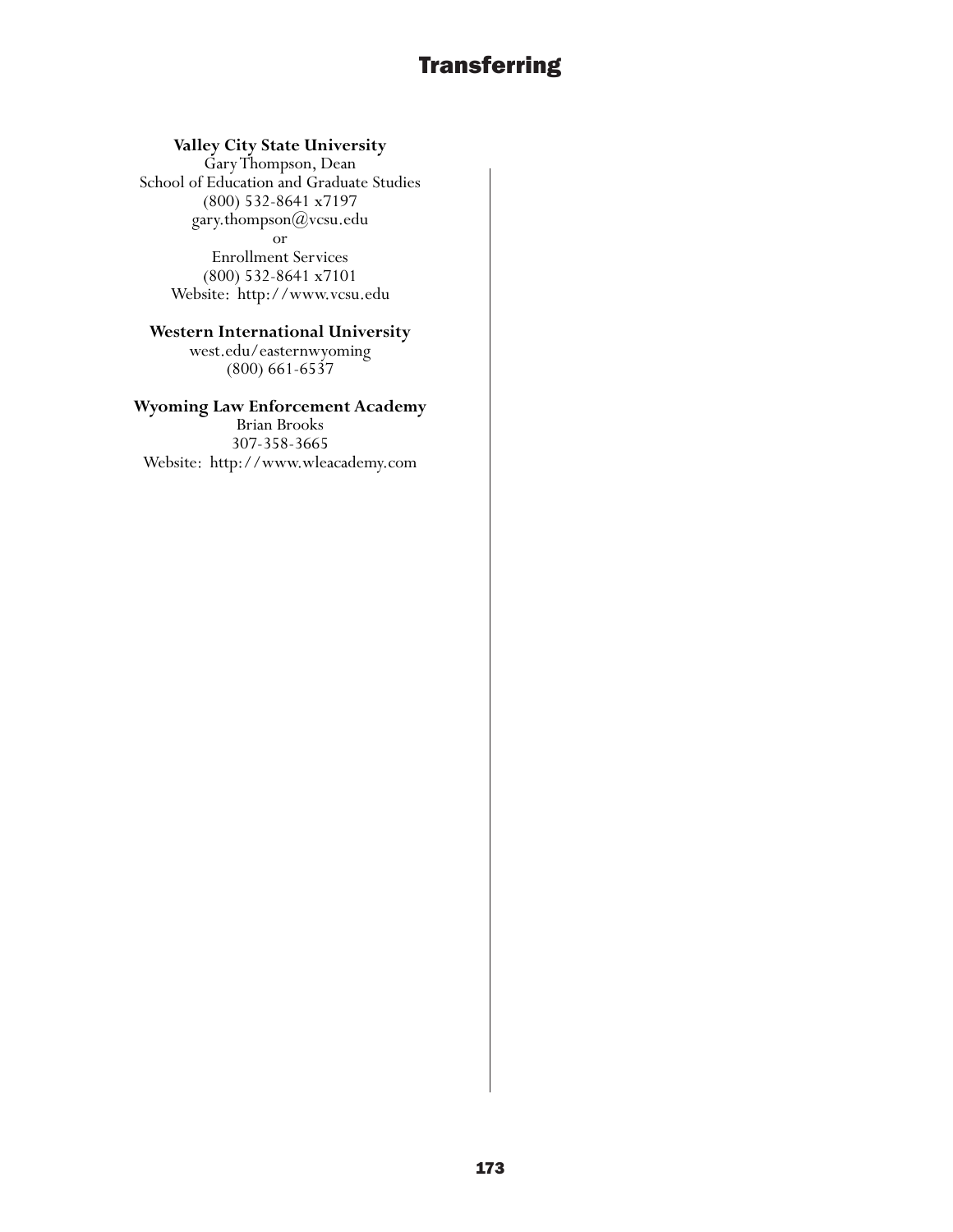**Valley City State University**
Gary Thompson, Dean
School of Education and Graduate Studies
(800) 532-8641 x7197
gary.thompson@vcsu.edu
or
Enrollment Services
(800) 532-8641 x7101
Website: http://www.vcsu.edu

**Western International University**
west.edu/easternwyoming
(800) 661-6537

**Wyoming Law Enforcement Academy**
Brian Brooks
307-358-3665
Website: http://www.wleacademy.com